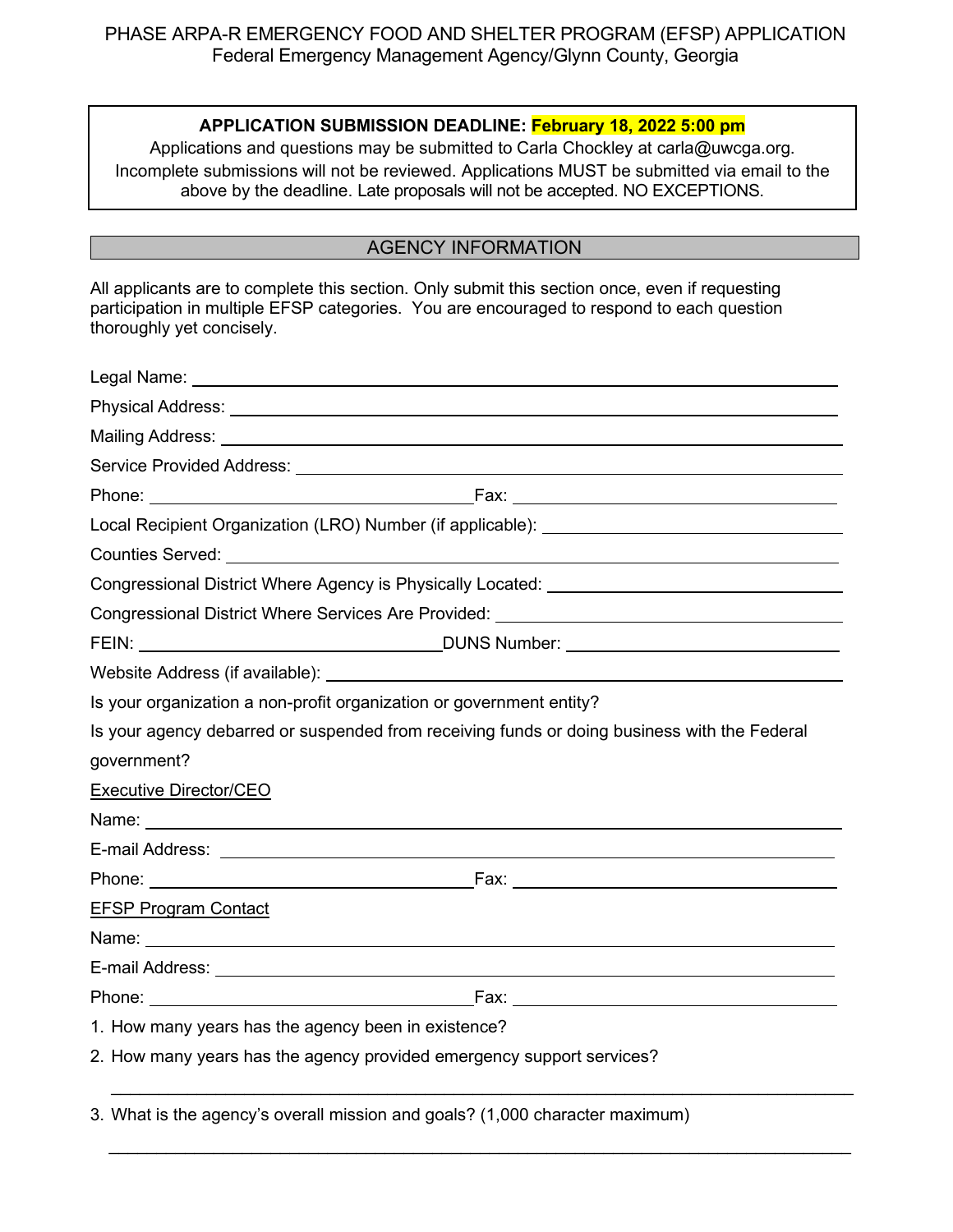PHASE ARPA-R EMERGENCY FOOD AND SHELTER PROGRAM (EFSP) APPLICATION
Federal Emergency Management Agency/Glynn County, Georgia

**APPLICATION SUBMISSION DEADLINE: February 18, 2022 5:00 pm**

Applications and questions may be submitted to Carla Chockley at carla@uwcga.org. Incomplete submissions will not be reviewed. Applications MUST be submitted via email to the above by the deadline. Late proposals will not be accepted. NO EXCEPTIONS.

## AGENCY INFORMATION

All applicants are to complete this section. Only submit this section once, even if requesting participation in multiple EFSP categories. You are encouraged to respond to each question thoroughly yet concisely.

Legal Name: ______________________________

Physical Address: ______________________________

Mailing Address: ______________________________

Service Provided Address: ______________________________

Phone: ____________________ Fax: ____________________

Local Recipient Organization (LRO) Number (if applicable): ____________________

Counties Served: ______________________________

Congressional District Where Agency is Physically Located: ____________________

Congressional District Where Services Are Provided: ____________________

FEIN: ____________________ DUNS Number: ____________________

Website Address (if available): ______________________________

Is your organization a non-profit organization or government entity?

Is your agency debarred or suspended from receiving funds or doing business with the Federal government?

Executive Director/CEO

Name: ______________________________

E-mail Address: ______________________________

Phone: ____________________ Fax: ____________________

EFSP Program Contact

Name: ______________________________

E-mail Address: ______________________________

Phone: ____________________ Fax: ____________________

1. How many years has the agency been in existence?
2. How many years has the agency provided emergency support services?

______________________________

3. What is the agency's overall mission and goals? (1,000 character maximum)

______________________________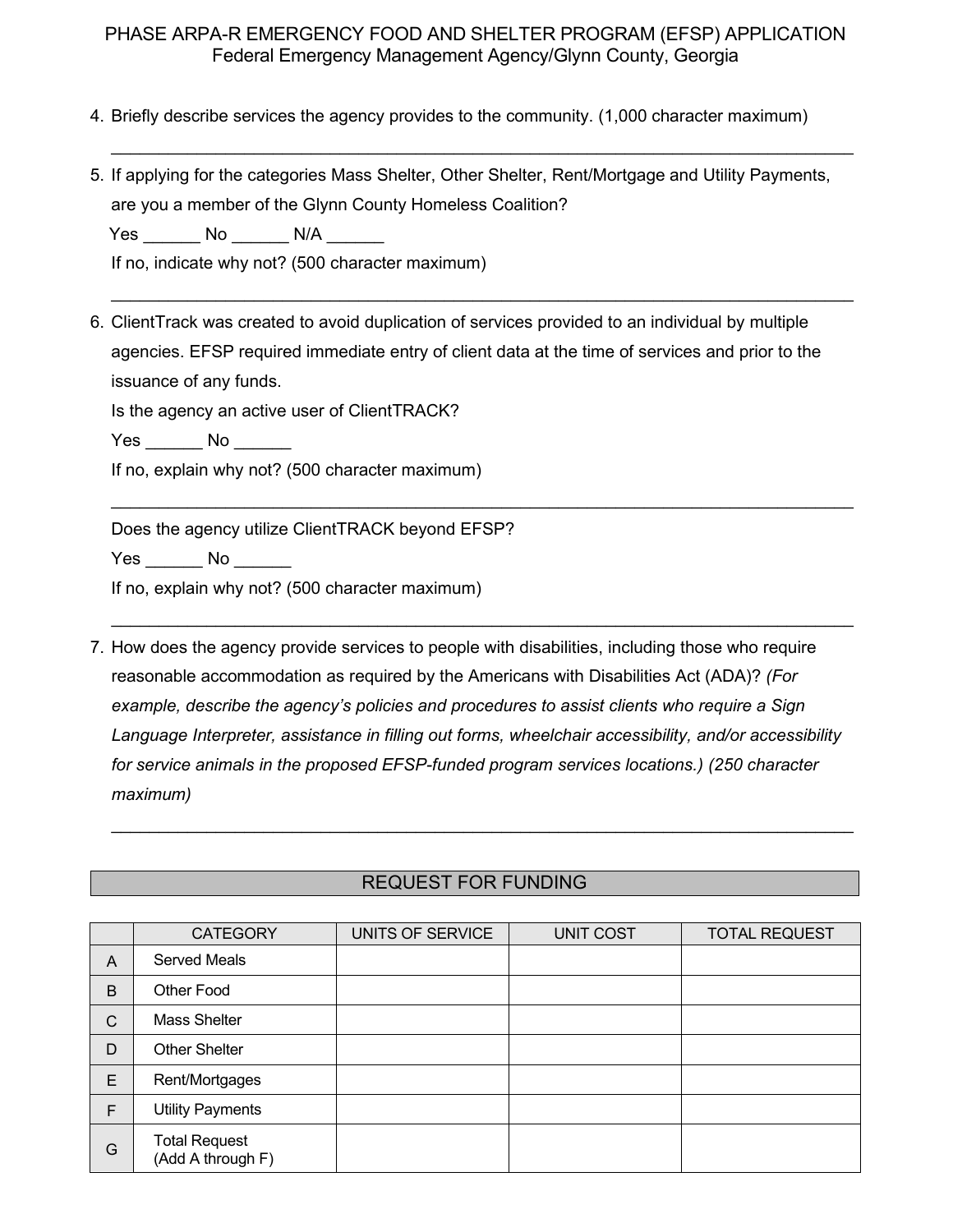PHASE ARPA-R EMERGENCY FOOD AND SHELTER PROGRAM (EFSP) APPLICATION
Federal Emergency Management Agency/Glynn County, Georgia

4. Briefly describe services the agency provides to the community. (1,000 character maximum)

___________________________________________________________________________

5. If applying for the categories Mass Shelter, Other Shelter, Rent/Mortgage and Utility Payments, are you a member of the Glynn County Homeless Coalition?

   Yes ______ No ______ N/A ______

   If no, indicate why not? (500 character maximum)

___________________________________________________________________________

6. ClientTrack was created to avoid duplication of services provided to an individual by multiple agencies. EFSP required immediate entry of client data at the time of services and prior to the issuance of any funds.

   Is the agency an active user of ClientTRACK?

   Yes ______ No ______

   If no, explain why not? (500 character maximum)

___________________________________________________________________________

   Does the agency utilize ClientTRACK beyond EFSP?

   Yes ______ No ______

   If no, explain why not? (500 character maximum)

___________________________________________________________________________

7. How does the agency provide services to people with disabilities, including those who require reasonable accommodation as required by the Americans with Disabilities Act (ADA)? *(For example, describe the agency's policies and procedures to assist clients who require a Sign Language Interpreter, assistance in filling out forms, wheelchair accessibility, and/or accessibility for service animals in the proposed EFSP-funded program services locations.) (250 character maximum)*

___________________________________________________________________________

## REQUEST FOR FUNDING

| | CATEGORY | UNITS OF SERVICE | UNIT COST | TOTAL REQUEST |
|---|---|---|---|---|
| A | Served Meals | | | |
| B | Other Food | | | |
| C | Mass Shelter | | | |
| D | Other Shelter | | | |
| E | Rent/Mortgages | | | |
| F | Utility Payments | | | |
| G | Total Request (Add A through F) | | | |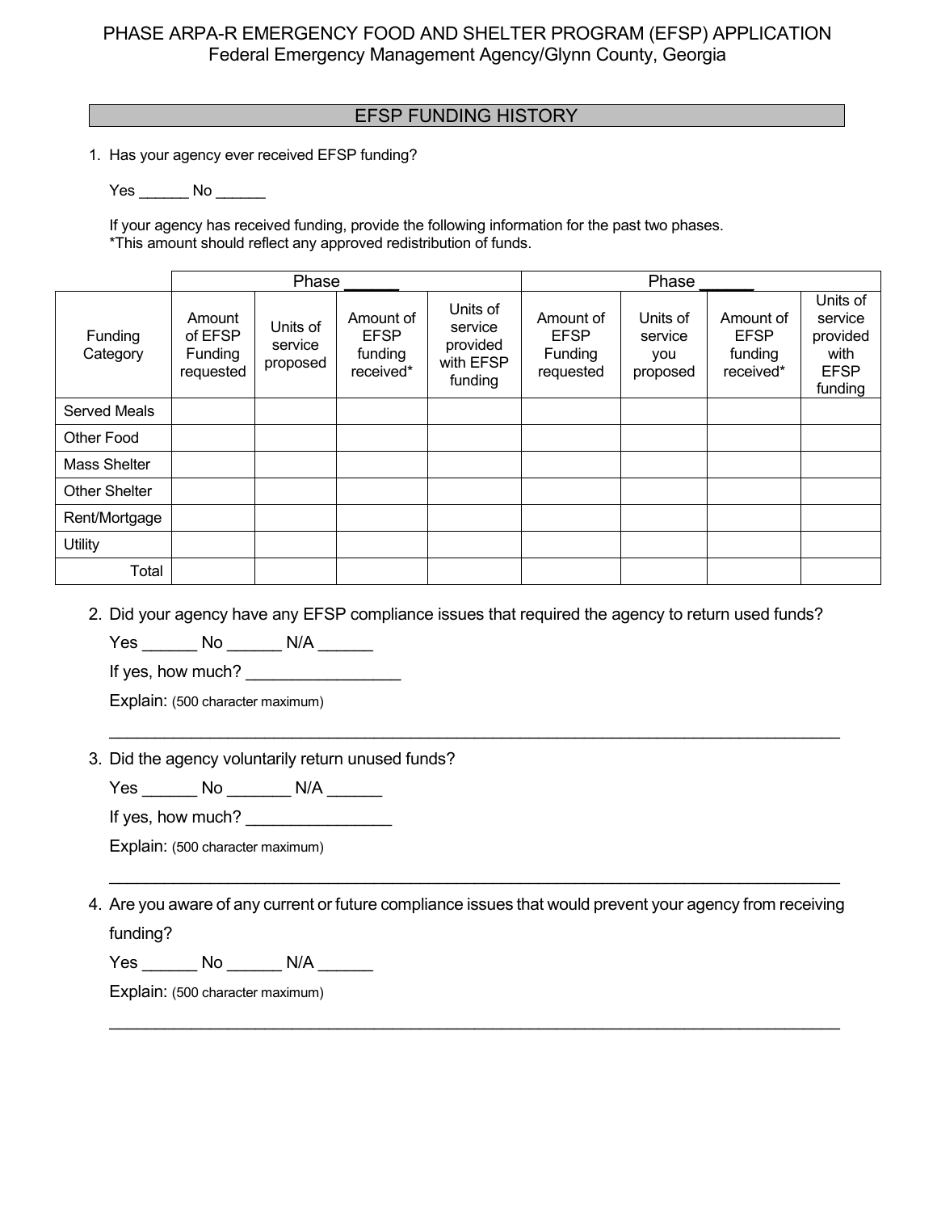PHASE ARPA-R EMERGENCY FOOD AND SHELTER PROGRAM (EFSP) APPLICATION
Federal Emergency Management Agency/Glynn County, Georgia

## EFSP FUNDING HISTORY

1. Has your agency ever received EFSP funding?

   Yes ______ No ______

   If your agency has received funding, provide the following information for the past two phases.
   *This amount should reflect any approved redistribution of funds.

| | Phase ______ | | | | Phase ______ | | | |
|---|---|---|---|---|---|---|---|---|
| Funding Category | Amount of EFSP Funding requested | Units of service proposed | Amount of EFSP funding received* | Units of service provided with EFSP funding | Amount of EFSP Funding requested | Units of service you proposed | Amount of EFSP funding received* | Units of service provided with EFSP funding |
| Served Meals | | | | | | | | |
| Other Food | | | | | | | | |
| Mass Shelter | | | | | | | | |
| Other Shelter | | | | | | | | |
| Rent/Mortgage | | | | | | | | |
| Utility | | | | | | | | |
| Total | | | | | | | | |

2. Did your agency have any EFSP compliance issues that required the agency to return used funds?

   Yes ______ No ______ N/A ______

   If yes, how much? ________________

   Explain: (500 character maximum)

   ______________________________________________________________________________

3. Did the agency voluntarily return unused funds?

   Yes ______ No _______ N/A ______

   If yes, how much? ________________

   Explain: (500 character maximum)

   ______________________________________________________________________________

4. Are you aware of any current or future compliance issues that would prevent your agency from receiving funding?

   Yes ______ No ______ N/A ______

   Explain: (500 character maximum)

   ______________________________________________________________________________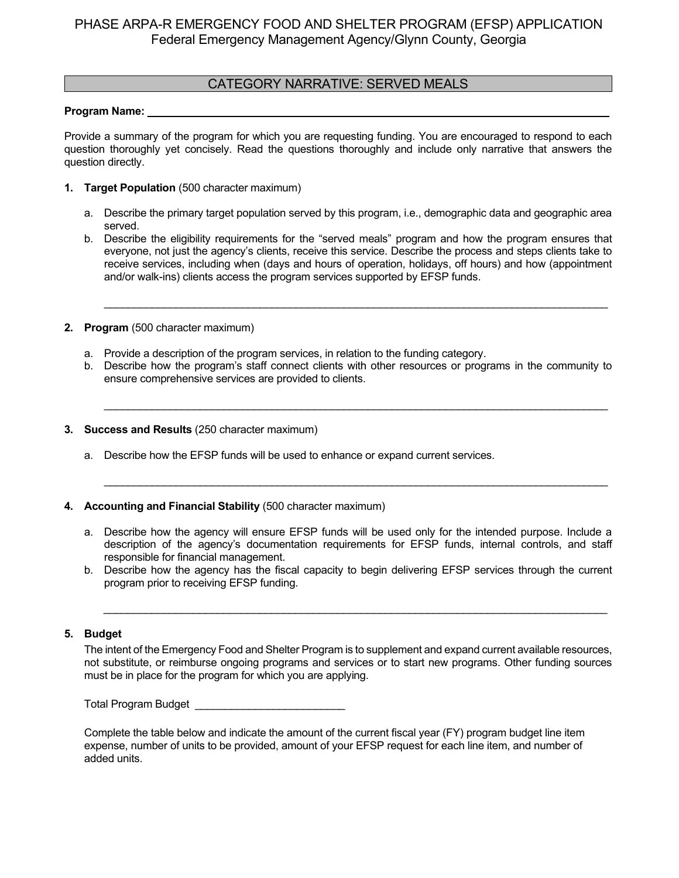PHASE ARPA-R EMERGENCY FOOD AND SHELTER PROGRAM (EFSP) APPLICATION
Federal Emergency Management Agency/Glynn County, Georgia

## CATEGORY NARRATIVE: SERVED MEALS

**Program Name:** ______________________________________________

Provide a summary of the program for which you are requesting funding. You are encouraged to respond to each question thoroughly yet concisely. Read the questions thoroughly and include only narrative that answers the question directly.

1. **Target Population** (500 character maximum)

   a. Describe the primary target population served by this program, i.e., demographic data and geographic area served.
   b. Describe the eligibility requirements for the "served meals" program and how the program ensures that everyone, not just the agency's clients, receive this service. Describe the process and steps clients take to receive services, including when (days and hours of operation, holidays, off hours) and how (appointment and/or walk-ins) clients access the program services supported by EFSP funds.

   ______________________________________________

2. **Program** (500 character maximum)

   a. Provide a description of the program services, in relation to the funding category.
   b. Describe how the program's staff connect clients with other resources or programs in the community to ensure comprehensive services are provided to clients.

   ______________________________________________

3. **Success and Results** (250 character maximum)

   a. Describe how the EFSP funds will be used to enhance or expand current services.

   ______________________________________________

4. **Accounting and Financial Stability** (500 character maximum)

   a. Describe how the agency will ensure EFSP funds will be used only for the intended purpose. Include a description of the agency's documentation requirements for EFSP funds, internal controls, and staff responsible for financial management.
   b. Describe how the agency has the fiscal capacity to begin delivering EFSP services through the current program prior to receiving EFSP funding.

   ______________________________________________

5. **Budget**

   The intent of the Emergency Food and Shelter Program is to supplement and expand current available resources, not substitute, or reimburse ongoing programs and services or to start new programs. Other funding sources must be in place for the program for which you are applying.

   Total Program Budget ________________________

   Complete the table below and indicate the amount of the current fiscal year (FY) program budget line item expense, number of units to be provided, amount of your EFSP request for each line item, and number of added units.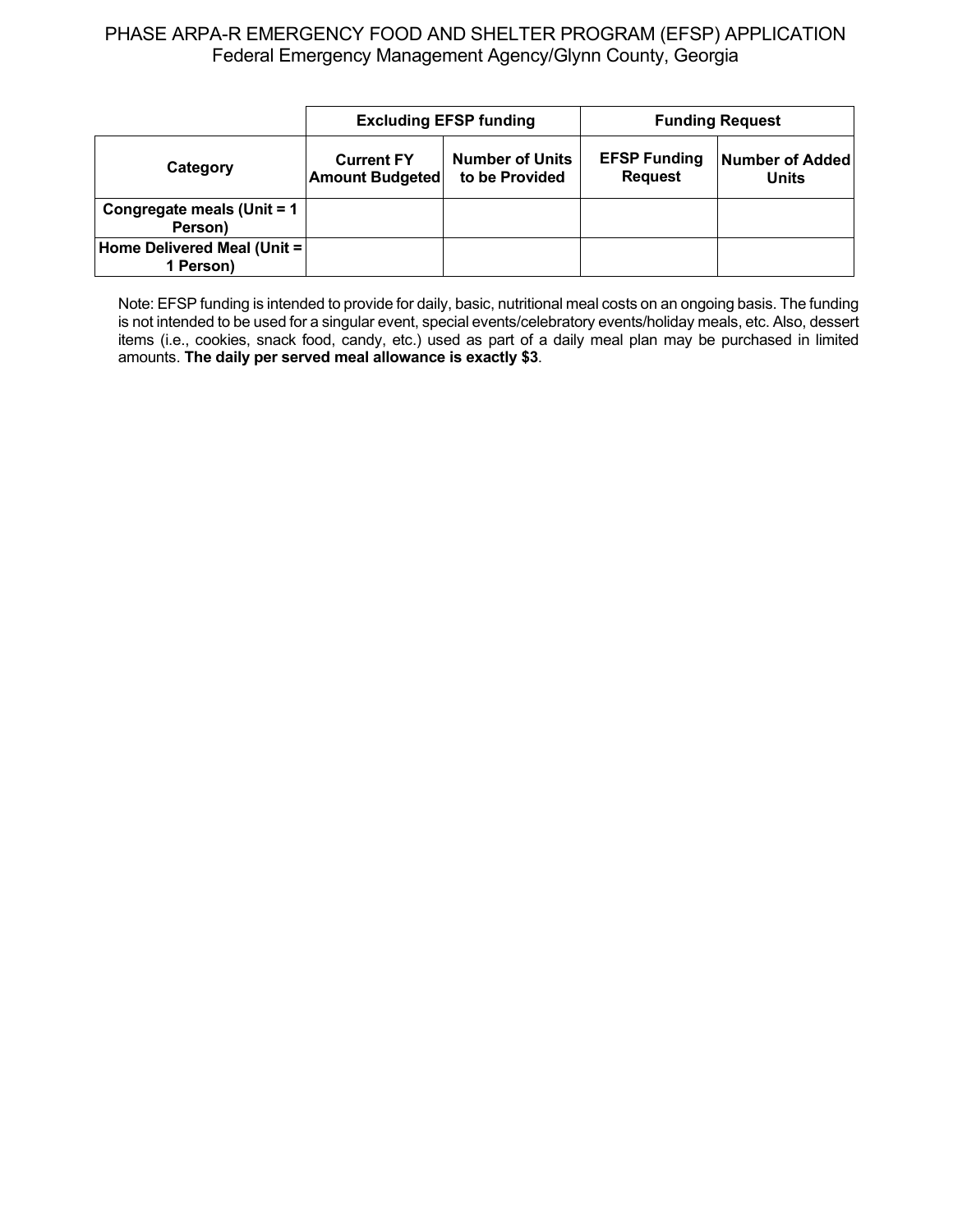PHASE ARPA-R EMERGENCY FOOD AND SHELTER PROGRAM (EFSP) APPLICATION
Federal Emergency Management Agency/Glynn County, Georgia

| | Excluding EFSP funding | | Funding Request | |
|---|---|---|---|---|
| **Category** | **Current FY Amount Budgeted** | **Number of Units to be Provided** | **EFSP Funding Request** | **Number of Added Units** |
| **Congregate meals (Unit = 1 Person)** | | | | |
| **Home Delivered Meal (Unit = 1 Person)** | | | | |

Note: EFSP funding is intended to provide for daily, basic, nutritional meal costs on an ongoing basis. The funding is not intended to be used for a singular event, special events/celebratory events/holiday meals, etc. Also, dessert items (i.e., cookies, snack food, candy, etc.) used as part of a daily meal plan may be purchased in limited amounts. **The daily per served meal allowance is exactly $3**.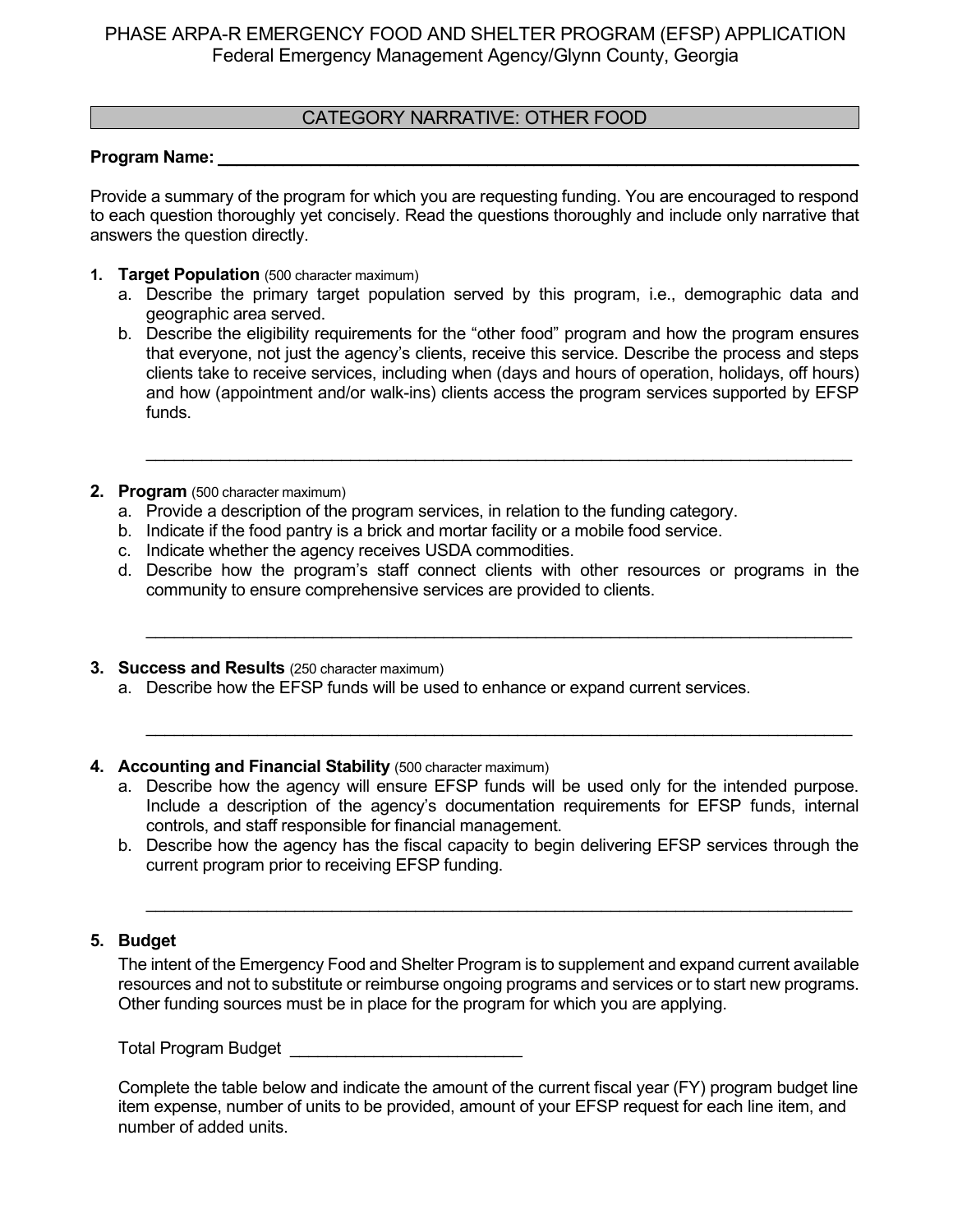PHASE ARPA-R EMERGENCY FOOD AND SHELTER PROGRAM (EFSP) APPLICATION
Federal Emergency Management Agency/Glynn County, Georgia

## CATEGORY NARRATIVE: OTHER FOOD

**Program Name:** ________________________________________________________________

Provide a summary of the program for which you are requesting funding. You are encouraged to respond to each question thoroughly yet concisely. Read the questions thoroughly and include only narrative that answers the question directly.

1. **Target Population** (500 character maximum)
   a. Describe the primary target population served by this program, i.e., demographic data and geographic area served.
   b. Describe the eligibility requirements for the "other food" program and how the program ensures that everyone, not just the agency's clients, receive this service. Describe the process and steps clients take to receive services, including when (days and hours of operation, holidays, off hours) and how (appointment and/or walk-ins) clients access the program services supported by EFSP funds.

   ________________________________________________________________

2. **Program** (500 character maximum)
   a. Provide a description of the program services, in relation to the funding category.
   b. Indicate if the food pantry is a brick and mortar facility or a mobile food service.
   c. Indicate whether the agency receives USDA commodities.
   d. Describe how the program's staff connect clients with other resources or programs in the community to ensure comprehensive services are provided to clients.

   ________________________________________________________________

3. **Success and Results** (250 character maximum)
   a. Describe how the EFSP funds will be used to enhance or expand current services.

   ________________________________________________________________

4. **Accounting and Financial Stability** (500 character maximum)
   a. Describe how the agency will ensure EFSP funds will be used only for the intended purpose. Include a description of the agency's documentation requirements for EFSP funds, internal controls, and staff responsible for financial management.
   b. Describe how the agency has the fiscal capacity to begin delivering EFSP services through the current program prior to receiving EFSP funding.

   ________________________________________________________________

5. **Budget**

   The intent of the Emergency Food and Shelter Program is to supplement and expand current available resources and not to substitute or reimburse ongoing programs and services or to start new programs. Other funding sources must be in place for the program for which you are applying.

   Total Program Budget ________________________

   Complete the table below and indicate the amount of the current fiscal year (FY) program budget line item expense, number of units to be provided, amount of your EFSP request for each line item, and number of added units.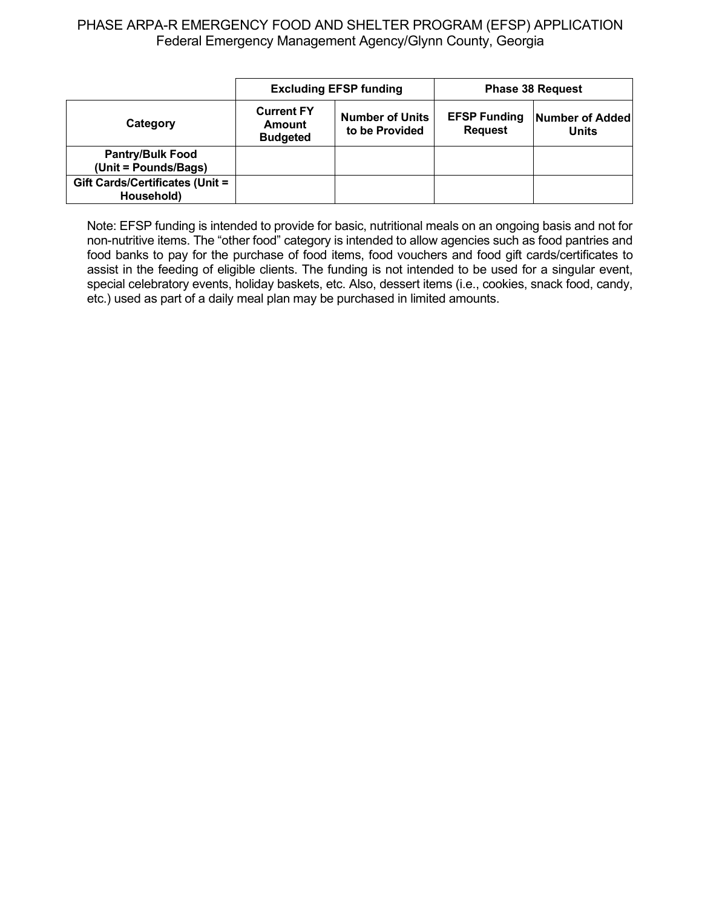PHASE ARPA-R EMERGENCY FOOD AND SHELTER PROGRAM (EFSP) APPLICATION
Federal Emergency Management Agency/Glynn County, Georgia

| | Excluding EFSP funding | | Phase 38 Request | |
|---|---|---|---|---|
| **Category** | **Current FY Amount Budgeted** | **Number of Units to be Provided** | **EFSP Funding Request** | **Number of Added Units** |
| **Pantry/Bulk Food (Unit = Pounds/Bags)** | | | | |
| **Gift Cards/Certificates (Unit = Household)** | | | | |

Note: EFSP funding is intended to provide for basic, nutritional meals on an ongoing basis and not for non-nutritive items. The “other food” category is intended to allow agencies such as food pantries and food banks to pay for the purchase of food items, food vouchers and food gift cards/certificates to assist in the feeding of eligible clients. The funding is not intended to be used for a singular event, special celebratory events, holiday baskets, etc. Also, dessert items (i.e., cookies, snack food, candy, etc.) used as part of a daily meal plan may be purchased in limited amounts.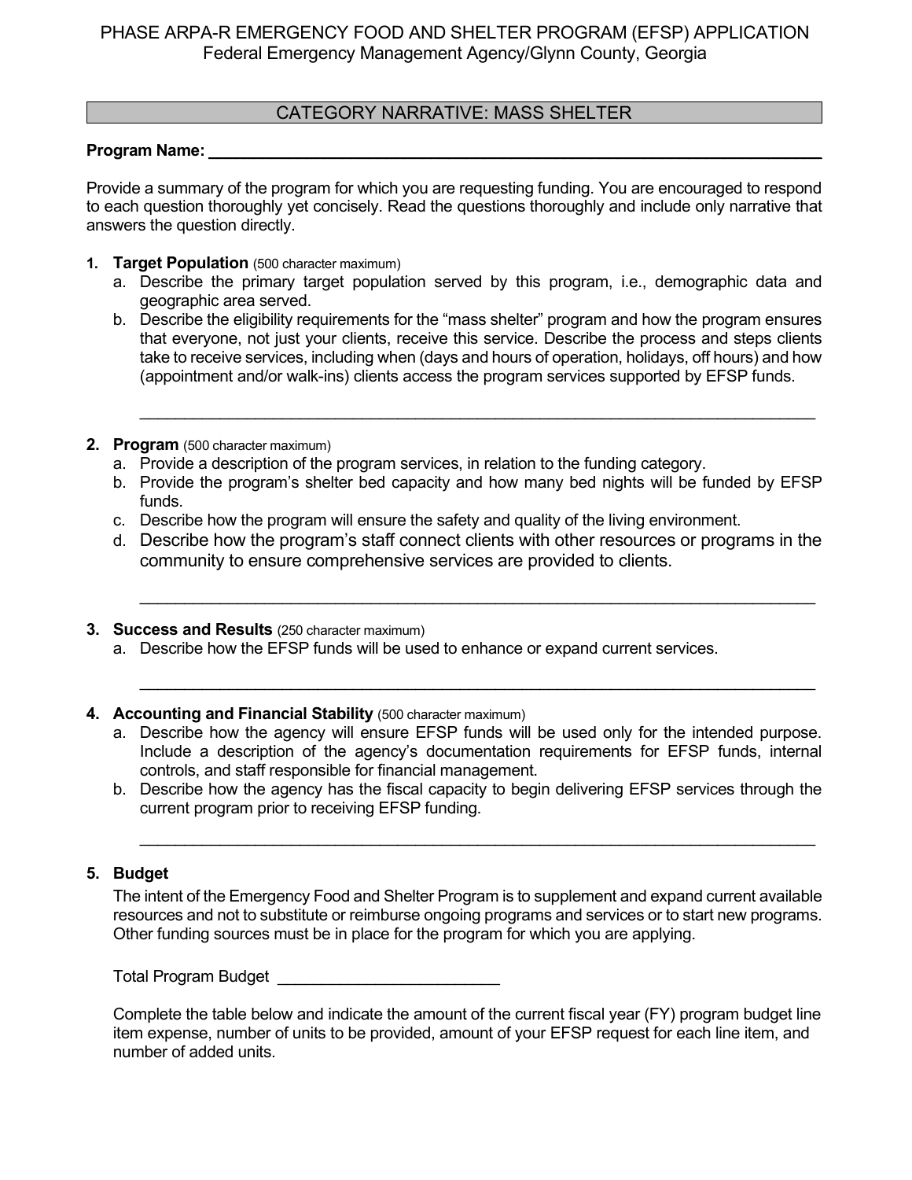PHASE ARPA-R EMERGENCY FOOD AND SHELTER PROGRAM (EFSP) APPLICATION
Federal Emergency Management Agency/Glynn County, Georgia

## CATEGORY NARRATIVE: MASS SHELTER

**Program Name:** ______________________________________________________________

Provide a summary of the program for which you are requesting funding. You are encouraged to respond to each question thoroughly yet concisely. Read the questions thoroughly and include only narrative that answers the question directly.

1. **Target Population** (500 character maximum)
   a. Describe the primary target population served by this program, i.e., demographic data and geographic area served.
   b. Describe the eligibility requirements for the "mass shelter" program and how the program ensures that everyone, not just your clients, receive this service. Describe the process and steps clients take to receive services, including when (days and hours of operation, holidays, off hours) and how (appointment and/or walk-ins) clients access the program services supported by EFSP funds.

   ______________________________________________________________________________

2. **Program** (500 character maximum)
   a. Provide a description of the program services, in relation to the funding category.
   b. Provide the program's shelter bed capacity and how many bed nights will be funded by EFSP funds.
   c. Describe how the program will ensure the safety and quality of the living environment.
   d. Describe how the program's staff connect clients with other resources or programs in the community to ensure comprehensive services are provided to clients.

   ______________________________________________________________________________

3. **Success and Results** (250 character maximum)
   a. Describe how the EFSP funds will be used to enhance or expand current services.

   ______________________________________________________________________________

4. **Accounting and Financial Stability** (500 character maximum)
   a. Describe how the agency will ensure EFSP funds will be used only for the intended purpose. Include a description of the agency's documentation requirements for EFSP funds, internal controls, and staff responsible for financial management.
   b. Describe how the agency has the fiscal capacity to begin delivering EFSP services through the current program prior to receiving EFSP funding.

   ______________________________________________________________________________

5. **Budget**

   The intent of the Emergency Food and Shelter Program is to supplement and expand current available resources and not to substitute or reimburse ongoing programs and services or to start new programs. Other funding sources must be in place for the program for which you are applying.

   Total Program Budget _________________________

   Complete the table below and indicate the amount of the current fiscal year (FY) program budget line item expense, number of units to be provided, amount of your EFSP request for each line item, and number of added units.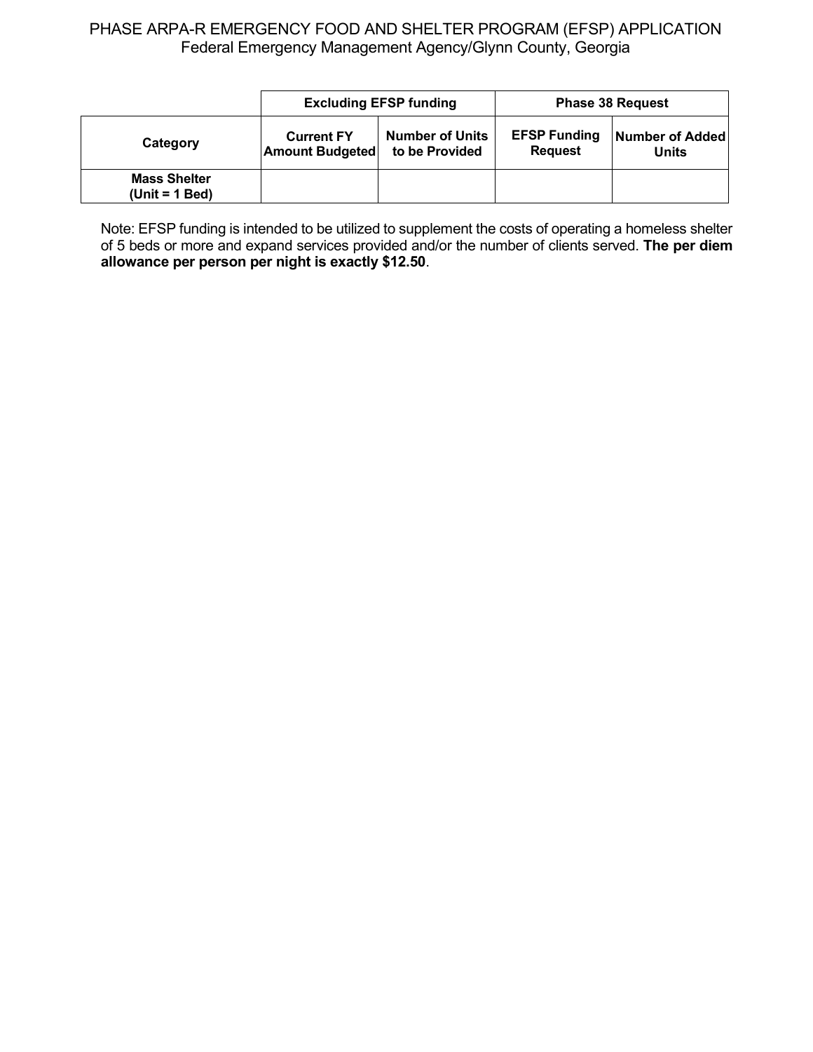PHASE ARPA-R EMERGENCY FOOD AND SHELTER PROGRAM (EFSP) APPLICATION
Federal Emergency Management Agency/Glynn County, Georgia

| | Excluding EFSP funding | | Phase 38 Request | |
|---|---|---|---|---|
| **Category** | **Current FY Amount Budgeted** | **Number of Units to be Provided** | **EFSP Funding Request** | **Number of Added Units** |
| **Mass Shelter (Unit = 1 Bed)** | | | | |

Note: EFSP funding is intended to be utilized to supplement the costs of operating a homeless shelter of 5 beds or more and expand services provided and/or the number of clients served. **The per diem allowance per person per night is exactly $12.50**.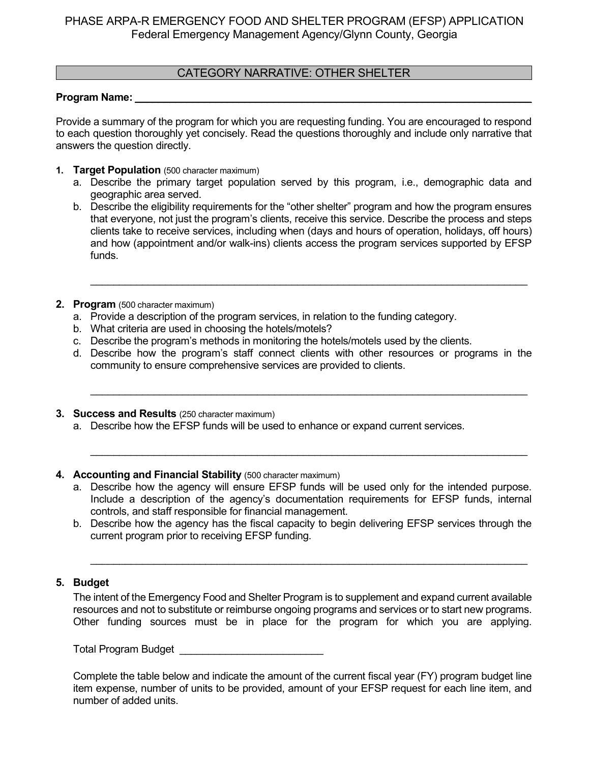PHASE ARPA-R EMERGENCY FOOD AND SHELTER PROGRAM (EFSP) APPLICATION
Federal Emergency Management Agency/Glynn County, Georgia

## CATEGORY NARRATIVE: OTHER SHELTER

**Program Name:** ___________________________________________________________

Provide a summary of the program for which you are requesting funding. You are encouraged to respond to each question thoroughly yet concisely. Read the questions thoroughly and include only narrative that answers the question directly.

1. **Target Population** (500 character maximum)
   a. Describe the primary target population served by this program, i.e., demographic data and geographic area served.
   b. Describe the eligibility requirements for the "other shelter" program and how the program ensures that everyone, not just the program's clients, receive this service. Describe the process and steps clients take to receive services, including when (days and hours of operation, holidays, off hours) and how (appointment and/or walk-ins) clients access the program services supported by EFSP funds.

   ___________________________________________________________________________

2. **Program** (500 character maximum)
   a. Provide a description of the program services, in relation to the funding category.
   b. What criteria are used in choosing the hotels/motels?
   c. Describe the program's methods in monitoring the hotels/motels used by the clients.
   d. Describe how the program's staff connect clients with other resources or programs in the community to ensure comprehensive services are provided to clients.

   ___________________________________________________________________________

3. **Success and Results** (250 character maximum)
   a. Describe how the EFSP funds will be used to enhance or expand current services.

   ___________________________________________________________________________

4. **Accounting and Financial Stability** (500 character maximum)
   a. Describe how the agency will ensure EFSP funds will be used only for the intended purpose. Include a description of the agency's documentation requirements for EFSP funds, internal controls, and staff responsible for financial management.
   b. Describe how the agency has the fiscal capacity to begin delivering EFSP services through the current program prior to receiving EFSP funding.

   ___________________________________________________________________________

5. **Budget**

   The intent of the Emergency Food and Shelter Program is to supplement and expand current available resources and not to substitute or reimburse ongoing programs and services or to start new programs. Other funding sources must be in place for the program for which you are applying.

   Total Program Budget _________________________

   Complete the table below and indicate the amount of the current fiscal year (FY) program budget line item expense, number of units to be provided, amount of your EFSP request for each line item, and number of added units.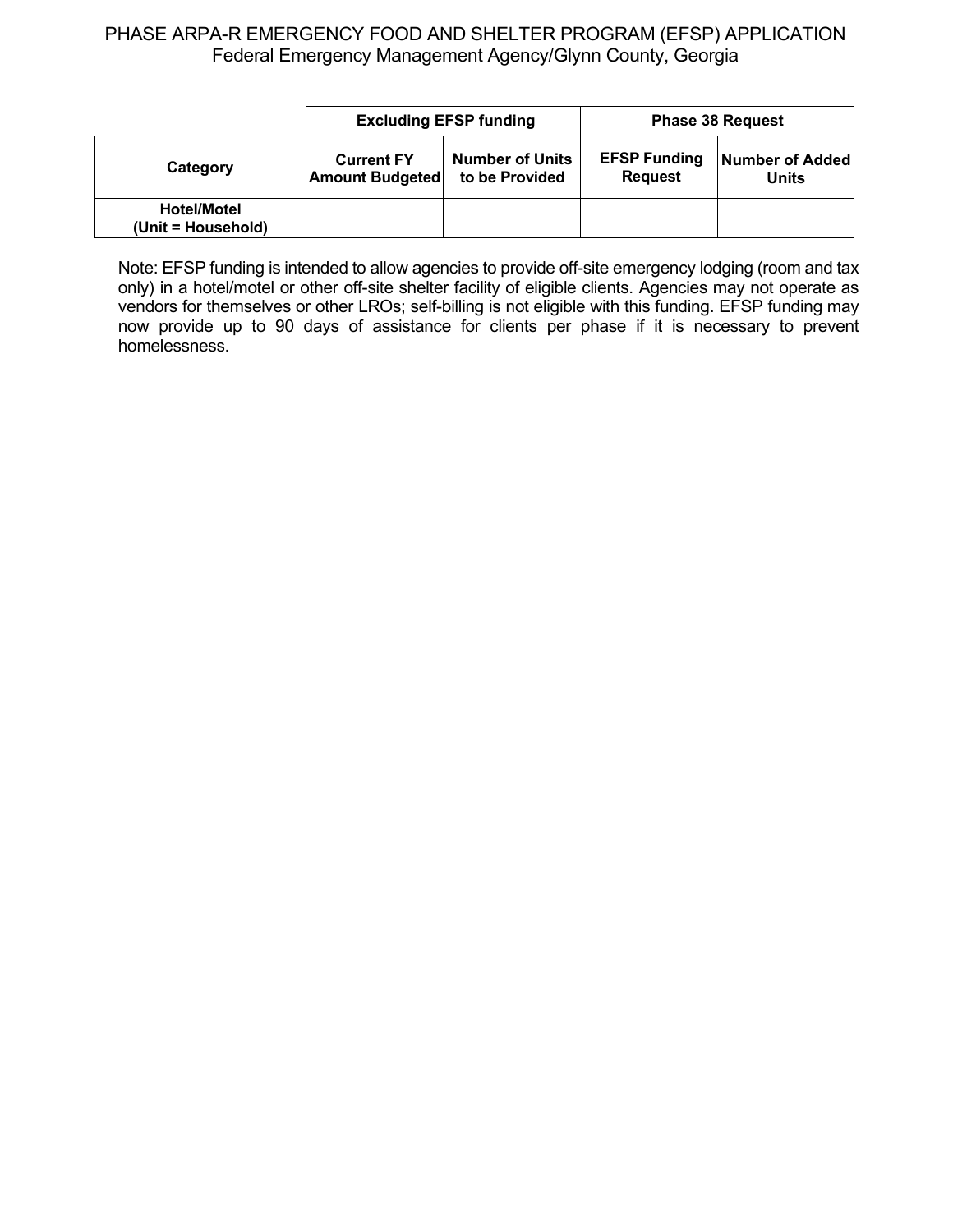PHASE ARPA-R EMERGENCY FOOD AND SHELTER PROGRAM (EFSP) APPLICATION
Federal Emergency Management Agency/Glynn County, Georgia

| | Excluding EFSP funding | | Phase 38 Request | |
|---|---|---|---|---|
| **Category** | **Current FY Amount Budgeted** | **Number of Units to be Provided** | **EFSP Funding Request** | **Number of Added Units** |
| **Hotel/Motel (Unit = Household)** | | | | |

Note: EFSP funding is intended to allow agencies to provide off-site emergency lodging (room and tax only) in a hotel/motel or other off-site shelter facility of eligible clients. Agencies may not operate as vendors for themselves or other LROs; self-billing is not eligible with this funding. EFSP funding may now provide up to 90 days of assistance for clients per phase if it is necessary to prevent homelessness.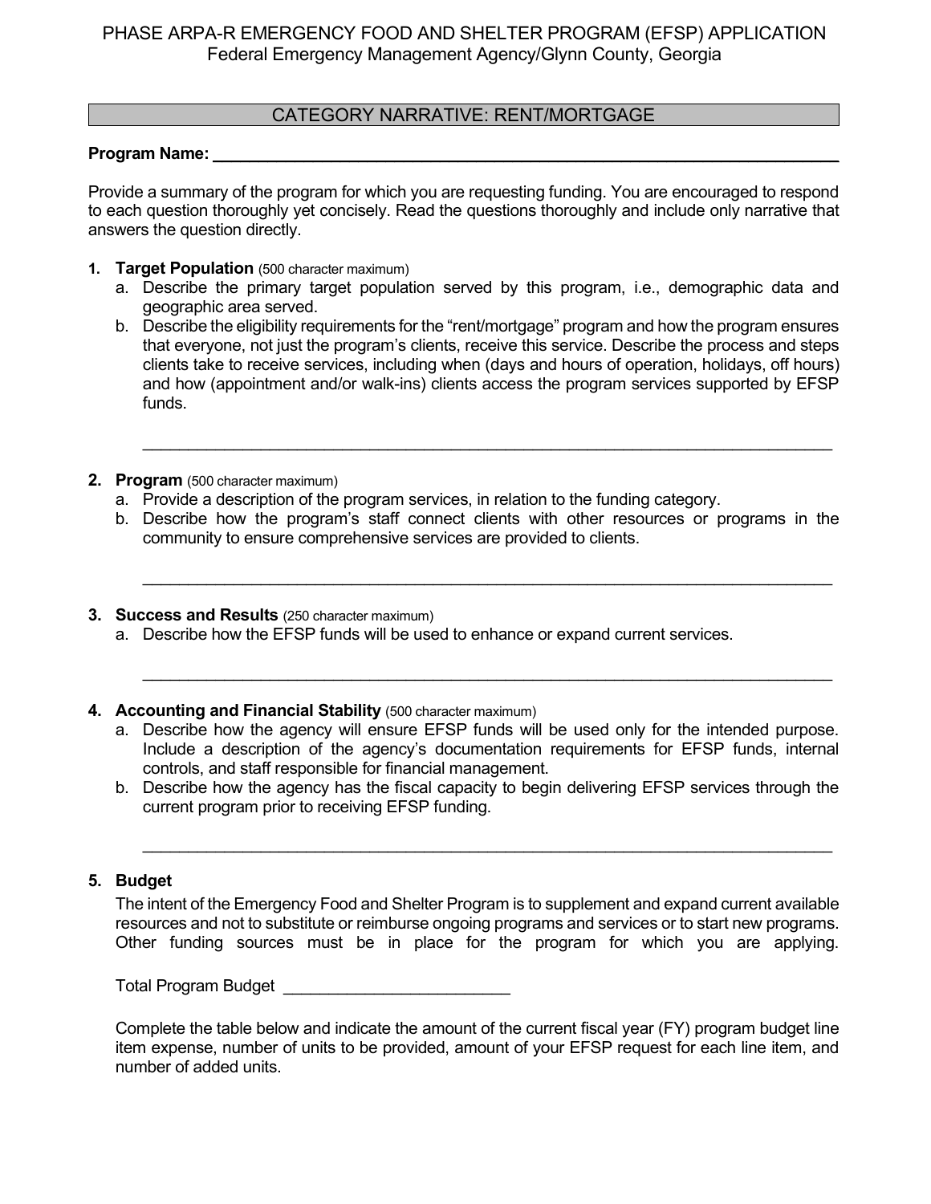PHASE ARPA-R EMERGENCY FOOD AND SHELTER PROGRAM (EFSP) APPLICATION
Federal Emergency Management Agency/Glynn County, Georgia

## CATEGORY NARRATIVE: RENT/MORTGAGE

**Program Name:** ______________________________________________________________

Provide a summary of the program for which you are requesting funding. You are encouraged to respond to each question thoroughly yet concisely. Read the questions thoroughly and include only narrative that answers the question directly.

1. **Target Population** (500 character maximum)
   a. Describe the primary target population served by this program, i.e., demographic data and geographic area served.
   b. Describe the eligibility requirements for the "rent/mortgage" program and how the program ensures that everyone, not just the program's clients, receive this service. Describe the process and steps clients take to receive services, including when (days and hours of operation, holidays, off hours) and how (appointment and/or walk-ins) clients access the program services supported by EFSP funds.

   ______________________________________________________________

2. **Program** (500 character maximum)
   a. Provide a description of the program services, in relation to the funding category.
   b. Describe how the program's staff connect clients with other resources or programs in the community to ensure comprehensive services are provided to clients.

   ______________________________________________________________

3. **Success and Results** (250 character maximum)
   a. Describe how the EFSP funds will be used to enhance or expand current services.

   ______________________________________________________________

4. **Accounting and Financial Stability** (500 character maximum)
   a. Describe how the agency will ensure EFSP funds will be used only for the intended purpose. Include a description of the agency's documentation requirements for EFSP funds, internal controls, and staff responsible for financial management.
   b. Describe how the agency has the fiscal capacity to begin delivering EFSP services through the current program prior to receiving EFSP funding.

   ______________________________________________________________

5. **Budget**

   The intent of the Emergency Food and Shelter Program is to supplement and expand current available resources and not to substitute or reimburse ongoing programs and services or to start new programs. Other funding sources must be in place for the program for which you are applying.

   Total Program Budget ________________________

   Complete the table below and indicate the amount of the current fiscal year (FY) program budget line item expense, number of units to be provided, amount of your EFSP request for each line item, and number of added units.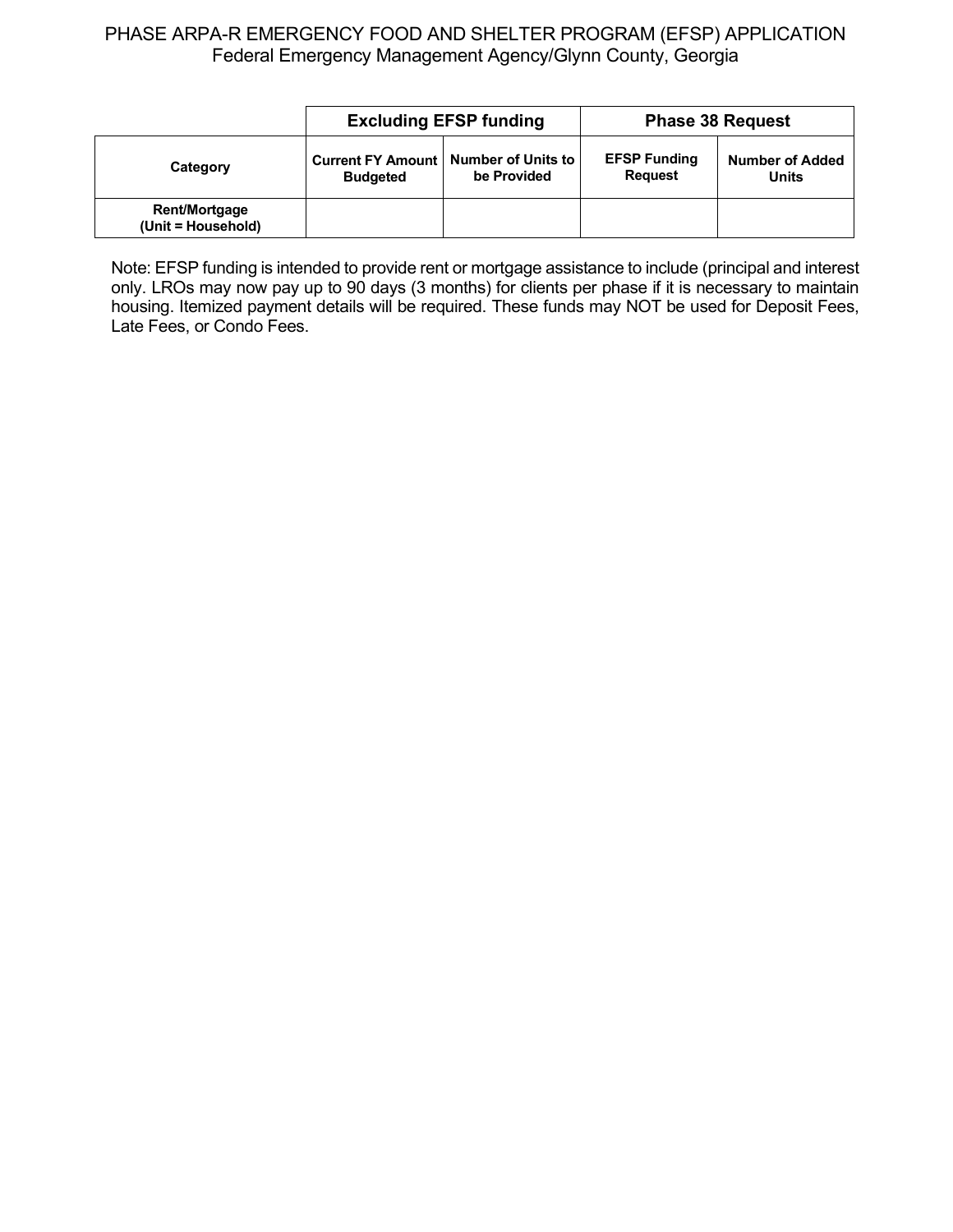PHASE ARPA-R EMERGENCY FOOD AND SHELTER PROGRAM (EFSP) APPLICATION
Federal Emergency Management Agency/Glynn County, Georgia

| | **Excluding EFSP funding** | | **Phase 38 Request** | |
|---|---|---|---|---|
| **Category** | **Current FY Amount Budgeted** | **Number of Units to be Provided** | **EFSP Funding Request** | **Number of Added Units** |
| **Rent/Mortgage (Unit = Household)** | | | | |

Note: EFSP funding is intended to provide rent or mortgage assistance to include (principal and interest only. LROs may now pay up to 90 days (3 months) for clients per phase if it is necessary to maintain housing. Itemized payment details will be required. These funds may NOT be used for Deposit Fees, Late Fees, or Condo Fees.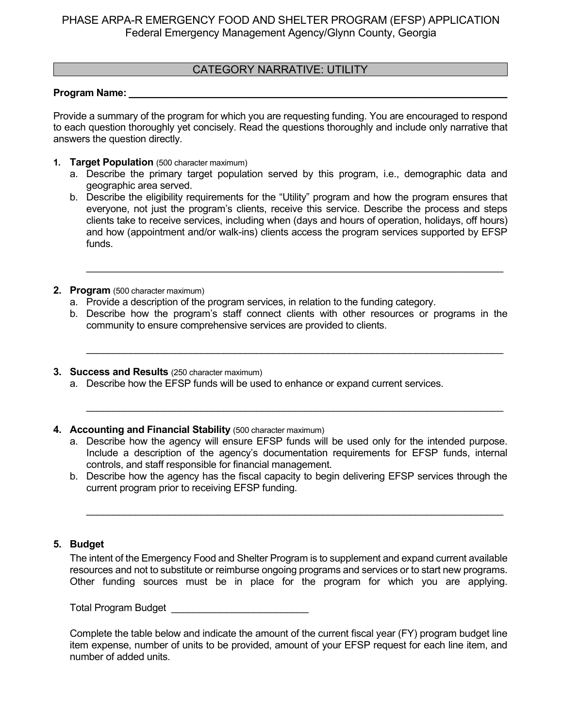PHASE ARPA-R EMERGENCY FOOD AND SHELTER PROGRAM (EFSP) APPLICATION
Federal Emergency Management Agency/Glynn County, Georgia

## CATEGORY NARRATIVE: UTILITY

**Program Name:** ______________________________________________________________

Provide a summary of the program for which you are requesting funding. You are encouraged to respond to each question thoroughly yet concisely. Read the questions thoroughly and include only narrative that answers the question directly.

1. **Target Population** (500 character maximum)
   a. Describe the primary target population served by this program, i.e., demographic data and geographic area served.
   b. Describe the eligibility requirements for the "Utility" program and how the program ensures that everyone, not just the program's clients, receive this service. Describe the process and steps clients take to receive services, including when (days and hours of operation, holidays, off hours) and how (appointment and/or walk-ins) clients access the program services supported by EFSP funds.

   ______________________________________________________________

2. **Program** (500 character maximum)
   a. Provide a description of the program services, in relation to the funding category.
   b. Describe how the program's staff connect clients with other resources or programs in the community to ensure comprehensive services are provided to clients.

   ______________________________________________________________

3. **Success and Results** (250 character maximum)
   a. Describe how the EFSP funds will be used to enhance or expand current services.

   ______________________________________________________________

4. **Accounting and Financial Stability** (500 character maximum)
   a. Describe how the agency will ensure EFSP funds will be used only for the intended purpose. Include a description of the agency's documentation requirements for EFSP funds, internal controls, and staff responsible for financial management.
   b. Describe how the agency has the fiscal capacity to begin delivering EFSP services through the current program prior to receiving EFSP funding.

   ______________________________________________________________

5. **Budget**

   The intent of the Emergency Food and Shelter Program is to supplement and expand current available resources and not to substitute or reimburse ongoing programs and services or to start new programs. Other funding sources must be in place for the program for which you are applying.

   Total Program Budget ________________________

   Complete the table below and indicate the amount of the current fiscal year (FY) program budget line item expense, number of units to be provided, amount of your EFSP request for each line item, and number of added units.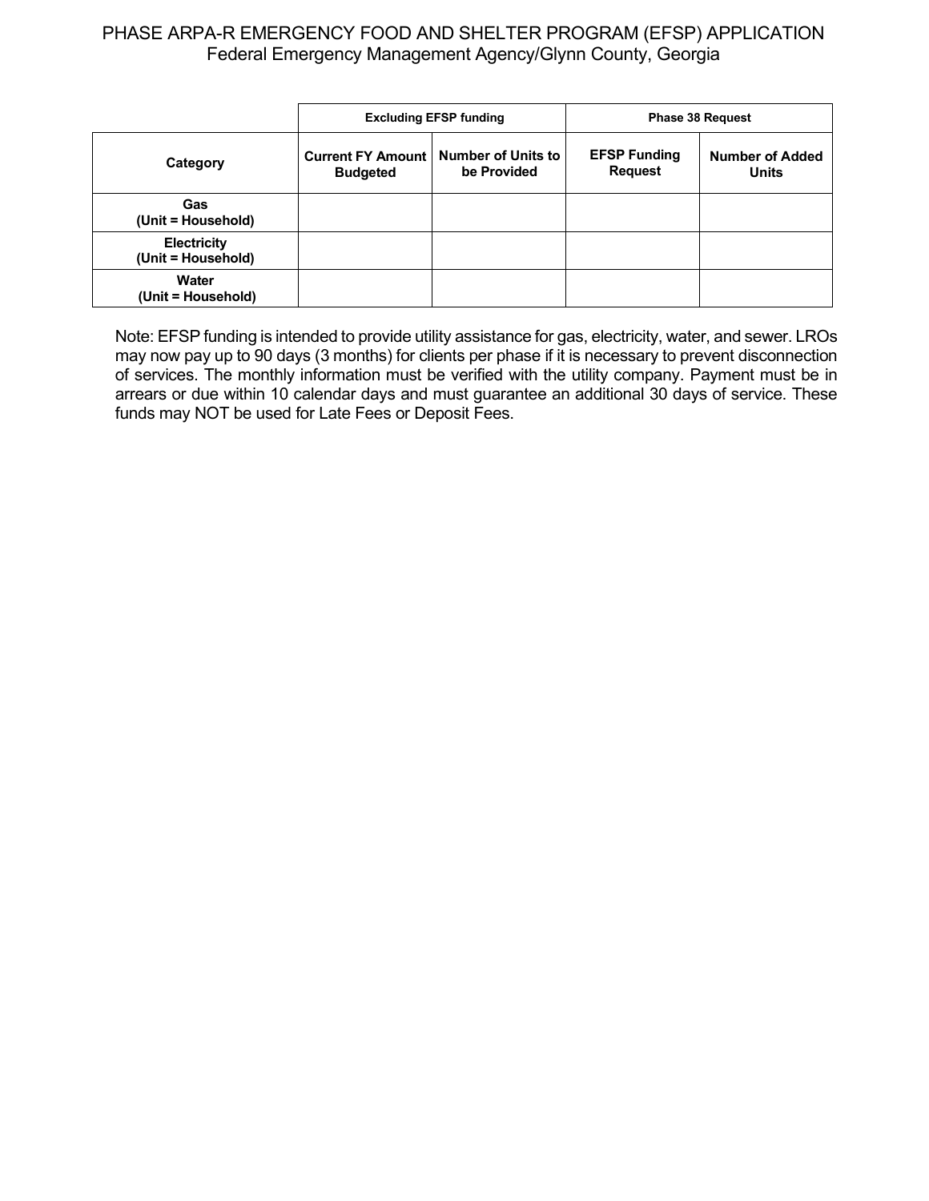PHASE ARPA-R EMERGENCY FOOD AND SHELTER PROGRAM (EFSP) APPLICATION
Federal Emergency Management Agency/Glynn County, Georgia

| | Excluding EFSP funding | | Phase 38 Request | |
|---|---|---|---|---|
| **Category** | **Current FY Amount Budgeted** | **Number of Units to be Provided** | **EFSP Funding Request** | **Number of Added Units** |
| **Gas (Unit = Household)** | | | | |
| **Electricity (Unit = Household)** | | | | |
| **Water (Unit = Household)** | | | | |

Note: EFSP funding is intended to provide utility assistance for gas, electricity, water, and sewer. LROs may now pay up to 90 days (3 months) for clients per phase if it is necessary to prevent disconnection of services. The monthly information must be verified with the utility company. Payment must be in arrears or due within 10 calendar days and must guarantee an additional 30 days of service. These funds may NOT be used for Late Fees or Deposit Fees.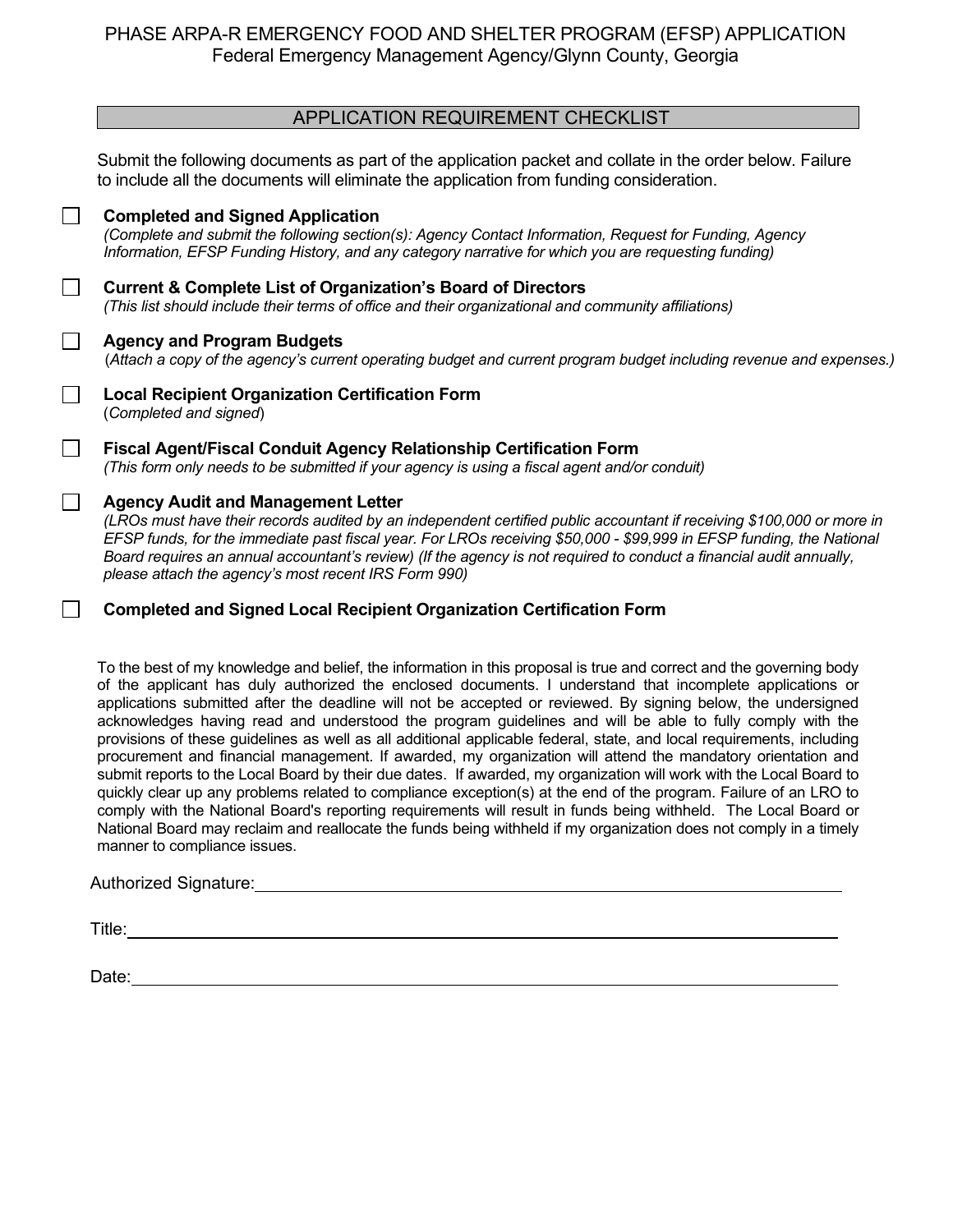PHASE ARPA-R EMERGENCY FOOD AND SHELTER PROGRAM (EFSP) APPLICATION
Federal Emergency Management Agency/Glynn County, Georgia

## APPLICATION REQUIREMENT CHECKLIST

Submit the following documents as part of the application packet and collate in the order below. Failure to include all the documents will eliminate the application from funding consideration.

- [ ] **Completed and Signed Application**
  *(Complete and submit the following section(s): Agency Contact Information, Request for Funding, Agency Information, EFSP Funding History, and any category narrative for which you are requesting funding)*

- [ ] **Current & Complete List of Organization's Board of Directors**
  *(This list should include their terms of office and their organizational and community affiliations)*

- [ ] **Agency and Program Budgets**
  (*Attach a copy of the agency's current operating budget and current program budget including revenue and expenses.)*

- [ ] **Local Recipient Organization Certification Form**
  (*Completed and signed*)

- [ ] **Fiscal Agent/Fiscal Conduit Agency Relationship Certification Form**
  *(This form only needs to be submitted if your agency is using a fiscal agent and/or conduit)*

- [ ] **Agency Audit and Management Letter**
  *(LROs must have their records audited by an independent certified public accountant if receiving $100,000 or more in EFSP funds, for the immediate past fiscal year. For LROs receiving $50,000 - $99,999 in EFSP funding, the National Board requires an annual accountant's review) (If the agency is not required to conduct a financial audit annually, please attach the agency's most recent IRS Form 990)*

- [ ] **Completed and Signed Local Recipient Organization Certification Form**

To the best of my knowledge and belief, the information in this proposal is true and correct and the governing body of the applicant has duly authorized the enclosed documents. I understand that incomplete applications or applications submitted after the deadline will not be accepted or reviewed. By signing below, the undersigned acknowledges having read and understood the program guidelines and will be able to fully comply with the provisions of these guidelines as well as all additional applicable federal, state, and local requirements, including procurement and financial management. If awarded, my organization will attend the mandatory orientation and submit reports to the Local Board by their due dates. If awarded, my organization will work with the Local Board to quickly clear up any problems related to compliance exception(s) at the end of the program. Failure of an LRO to comply with the National Board's reporting requirements will result in funds being withheld. The Local Board or National Board may reclaim and reallocate the funds being withheld if my organization does not comply in a timely manner to compliance issues.

Authorized Signature: ______________________________

Title: ______________________________

Date: ______________________________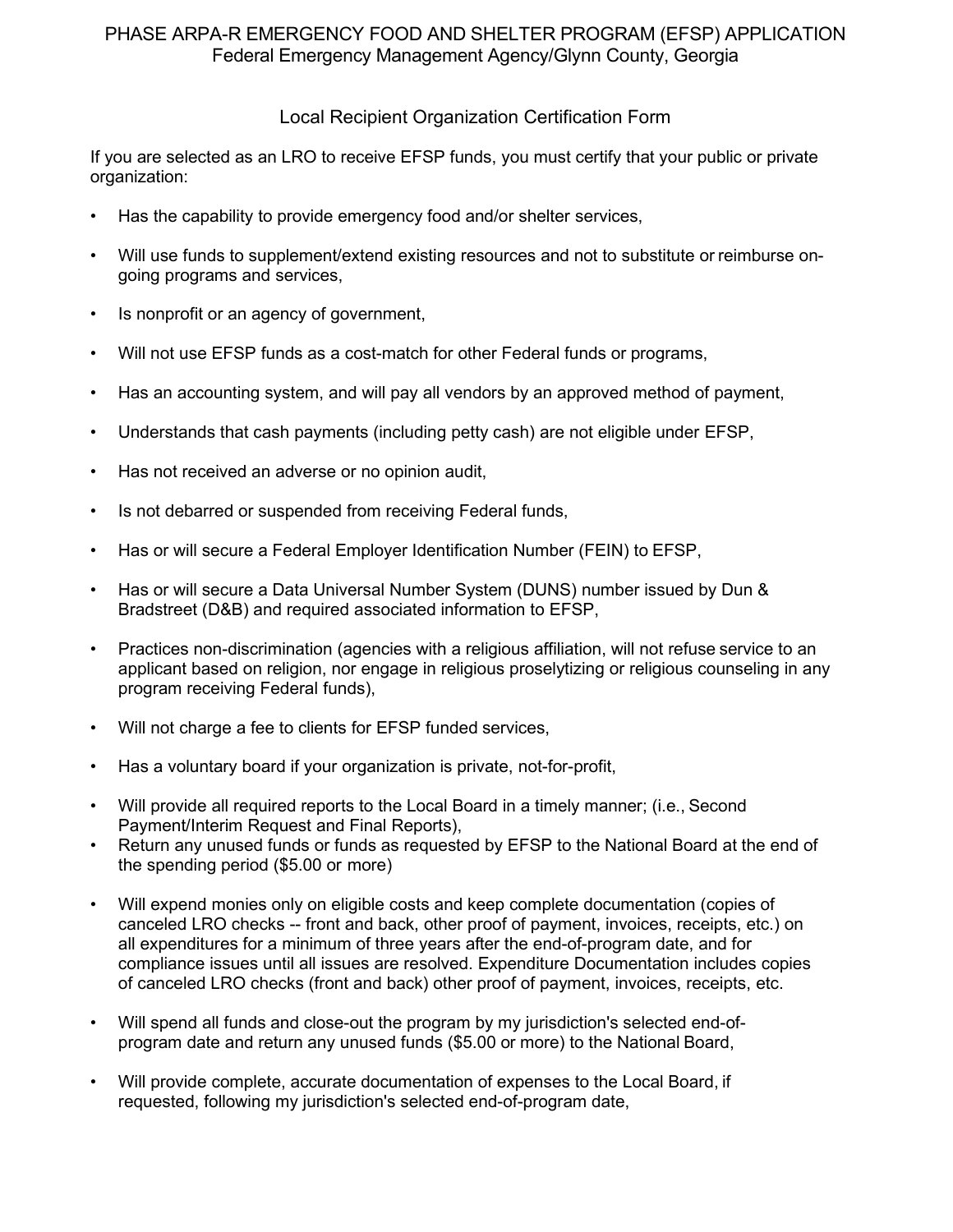PHASE ARPA-R EMERGENCY FOOD AND SHELTER PROGRAM (EFSP) APPLICATION
Federal Emergency Management Agency/Glynn County, Georgia

## Local Recipient Organization Certification Form

If you are selected as an LRO to receive EFSP funds, you must certify that your public or private organization:

- Has the capability to provide emergency food and/or shelter services,
- Will use funds to supplement/extend existing resources and not to substitute or reimburse on-going programs and services,
- Is nonprofit or an agency of government,
- Will not use EFSP funds as a cost-match for other Federal funds or programs,
- Has an accounting system, and will pay all vendors by an approved method of payment,
- Understands that cash payments (including petty cash) are not eligible under EFSP,
- Has not received an adverse or no opinion audit,
- Is not debarred or suspended from receiving Federal funds,
- Has or will secure a Federal Employer Identification Number (FEIN) to EFSP,
- Has or will secure a Data Universal Number System (DUNS) number issued by Dun & Bradstreet (D&B) and required associated information to EFSP,
- Practices non-discrimination (agencies with a religious affiliation, will not refuse service to an applicant based on religion, nor engage in religious proselytizing or religious counseling in any program receiving Federal funds),
- Will not charge a fee to clients for EFSP funded services,
- Has a voluntary board if your organization is private, not-for-profit,
- Will provide all required reports to the Local Board in a timely manner; (i.e., Second Payment/Interim Request and Final Reports),
- Return any unused funds or funds as requested by EFSP to the National Board at the end of the spending period ($5.00 or more)
- Will expend monies only on eligible costs and keep complete documentation (copies of canceled LRO checks -- front and back, other proof of payment, invoices, receipts, etc.) on all expenditures for a minimum of three years after the end-of-program date, and for compliance issues until all issues are resolved. Expenditure Documentation includes copies of canceled LRO checks (front and back) other proof of payment, invoices, receipts, etc.
- Will spend all funds and close-out the program by my jurisdiction's selected end-of-program date and return any unused funds ($5.00 or more) to the National Board,
- Will provide complete, accurate documentation of expenses to the Local Board, if requested, following my jurisdiction's selected end-of-program date,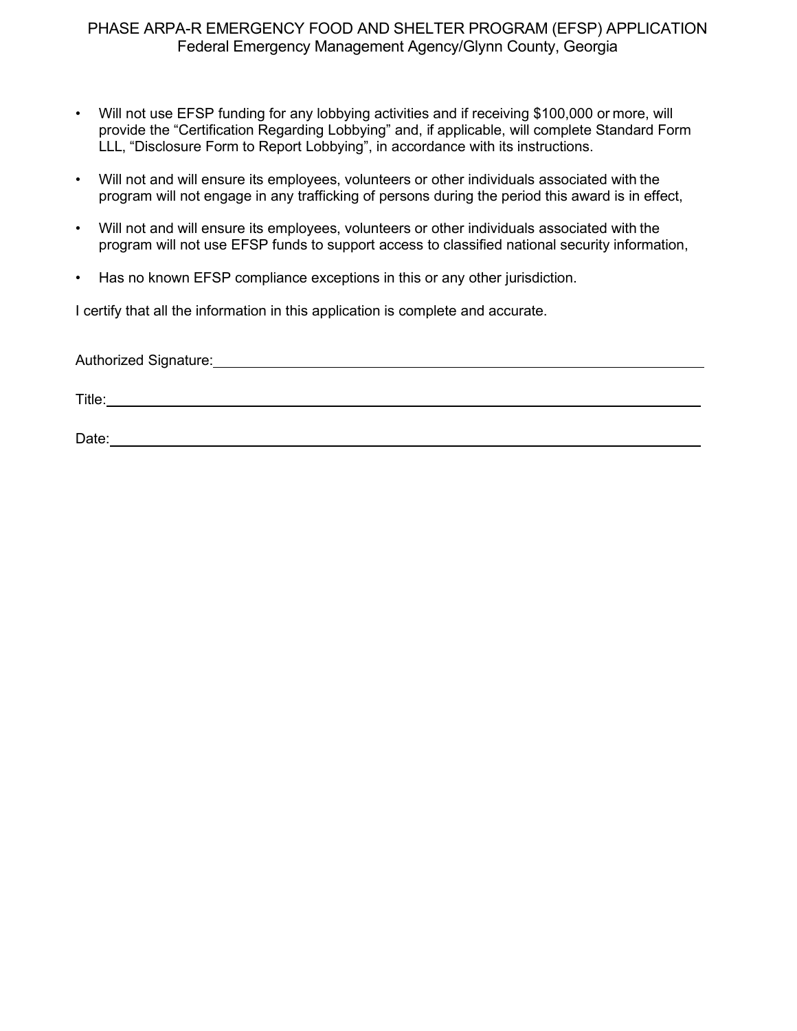- Will not use EFSP funding for any lobbying activities and if receiving $100,000 or more, will provide the “Certification Regarding Lobbying” and, if applicable, will complete Standard Form LLL, “Disclosure Form to Report Lobbying”, in accordance with its instructions.

- Will not and will ensure its employees, volunteers or other individuals associated with the program will not engage in any trafficking of persons during the period this award is in effect,

- Will not and will ensure its employees, volunteers or other individuals associated with the program will not use EFSP funds to support access to classified national security information,

- Has no known EFSP compliance exceptions in this or any other jurisdiction.

I certify that all the information in this application is complete and accurate.

Authorized Signature: \_\_\_\_\_\_\_\_\_\_\_\_\_\_\_\_\_\_\_\_\_\_\_\_\_\_\_\_\_\_\_\_\_\_\_\_\_\_\_\_

Title: \_\_\_\_\_\_\_\_\_\_\_\_\_\_\_\_\_\_\_\_\_\_\_\_\_\_\_\_\_\_\_\_\_\_\_\_\_\_\_\_

Date: \_\_\_\_\_\_\_\_\_\_\_\_\_\_\_\_\_\_\_\_\_\_\_\_\_\_\_\_\_\_\_\_\_\_\_\_\_\_\_\_